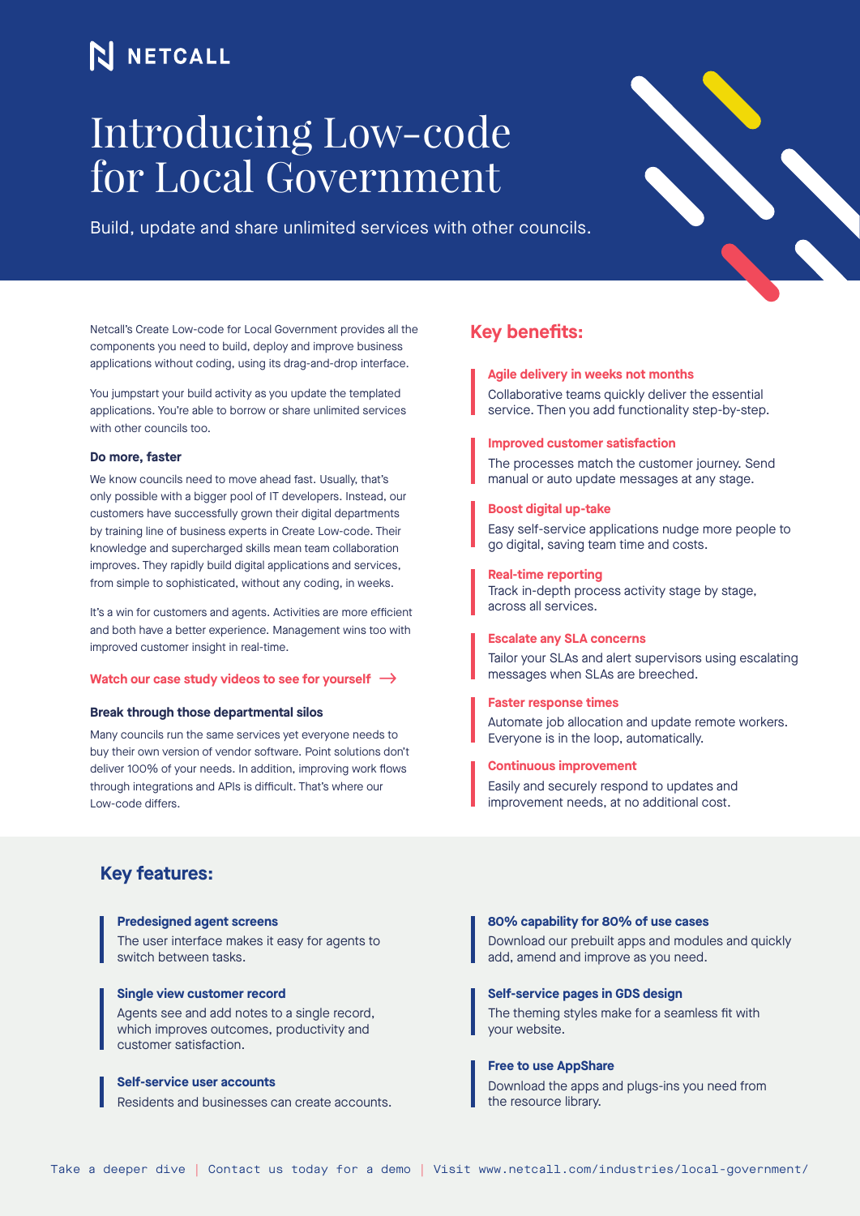NETCALL

# Introducing Low-code for Local Government

Build, update and share unlimited services with other councils.

Netcall's Create Low-code for Local Government provides all the components you need to build, deploy and improve business applications without coding, using its drag-and-drop interface.

You jumpstart your build activity as you update the templated applications. You're able to borrow or share unlimited services with other councils too.

### Do more, faster

We know councils need to move ahead fast. Usually, that's only possible with a bigger pool of IT developers. Instead, our customers have successfully grown their digital departments by training line of business experts in Create Low-code. Their knowledge and supercharged skills mean team collaboration improves. They rapidly build digital applications and services, from simple to sophisticated, without any coding, in weeks.

It's a win for customers and agents. Activities are more efficient and both have a better experience. Management wins too with improved customer insight in real-time.

**Watch our case study videos to see for yourself →**

### Break through those departmental silos

Many councils run the same services yet everyone needs to buy their own version of vendor software. Point solutions don't deliver 100% of your needs. In addition, improving work flows through integrations and APIs is difficult. That's where our Low-code differs.

## Key benefits:

**Agile delivery in weeks not months**
Collaborative teams quickly deliver the essential service. Then you add functionality step-by-step.

**Improved customer satisfaction**
The processes match the customer journey. Send manual or auto update messages at any stage.

**Boost digital up-take**
Easy self-service applications nudge more people to go digital, saving team time and costs.

**Real-time reporting**
Track in-depth process activity stage by stage, across all services.

**Escalate any SLA concerns**
Tailor your SLAs and alert supervisors using escalating messages when SLAs are breeched.

**Faster response times**
Automate job allocation and update remote workers. Everyone is in the loop, automatically.

**Continuous improvement**
Easily and securely respond to updates and improvement needs, at no additional cost.

## Key features:

**Predesigned agent screens**
The user interface makes it easy for agents to switch between tasks.

**Single view customer record**
Agents see and add notes to a single record, which improves outcomes, productivity and customer satisfaction.

**Self-service user accounts**
Residents and businesses can create accounts.

**80% capability for 80% of use cases**
Download our prebuilt apps and modules and quickly add, amend and improve as you need.

**Self-service pages in GDS design**
The theming styles make for a seamless fit with your website.

**Free to use AppShare**
Download the apps and plugs-ins you need from the resource library.

Take a deeper dive | Contact us today for a demo | Visit www.netcall.com/industries/local-government/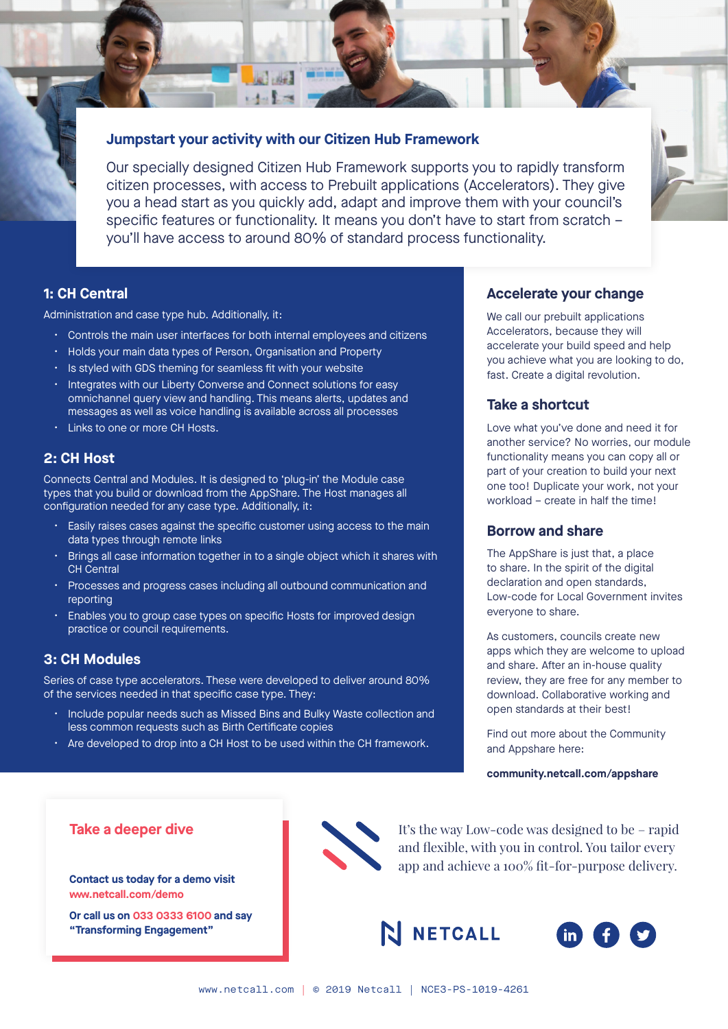## Jumpstart your activity with our Citizen Hub Framework

Our specially designed Citizen Hub Framework supports you to rapidly transform citizen processes, with access to Prebuilt applications (Accelerators). They give you a head start as you quickly add, adapt and improve them with your council's specific features or functionality. It means you don't have to start from scratch – you'll have access to around 80% of standard process functionality.

### 1: CH Central

Administration and case type hub. Additionally, it:

- Controls the main user interfaces for both internal employees and citizens
- Holds your main data types of Person, Organisation and Property
- Is styled with GDS theming for seamless fit with your website
- Integrates with our Liberty Converse and Connect solutions for easy omnichannel query view and handling. This means alerts, updates and messages as well as voice handling is available across all processes
- Links to one or more CH Hosts.

### 2: CH Host

Connects Central and Modules. It is designed to 'plug-in' the Module case types that you build or download from the AppShare. The Host manages all configuration needed for any case type. Additionally, it:

- Easily raises cases against the specific customer using access to the main data types through remote links
- Brings all case information together in to a single object which it shares with CH Central
- Processes and progress cases including all outbound communication and reporting
- Enables you to group case types on specific Hosts for improved design practice or council requirements.

### 3: CH Modules

Series of case type accelerators. These were developed to deliver around 80% of the services needed in that specific case type. They:

- Include popular needs such as Missed Bins and Bulky Waste collection and less common requests such as Birth Certificate copies
- Are developed to drop into a CH Host to be used within the CH framework.

### Accelerate your change

We call our prebuilt applications Accelerators, because they will accelerate your build speed and help you achieve what you are looking to do, fast. Create a digital revolution.

### Take a shortcut

Love what you've done and need it for another service? No worries, our module functionality means you can copy all or part of your creation to build your next one too! Duplicate your work, not your workload – create in half the time!

### Borrow and share

The AppShare is just that, a place to share. In the spirit of the digital declaration and open standards, Low-code for Local Government invites everyone to share.

As customers, councils create new apps which they are welcome to upload and share. After an in-house quality review, they are free for any member to download. Collaborative working and open standards at their best!

Find out more about the Community and Appshare here:

**community.netcall.com/appshare**

### Take a deeper dive

**Contact us today for a demo visit**
**www.netcall.com/demo**

**Or call us on 033 0333 6100 and say "Transforming Engagement"**

It's the way Low-code was designed to be – rapid and flexible, with you in control. You tailor every app and achieve a 100% fit-for-purpose delivery.

NETCALL

www.netcall.com | © 2019 Netcall | NCE3-PS-1019-4261